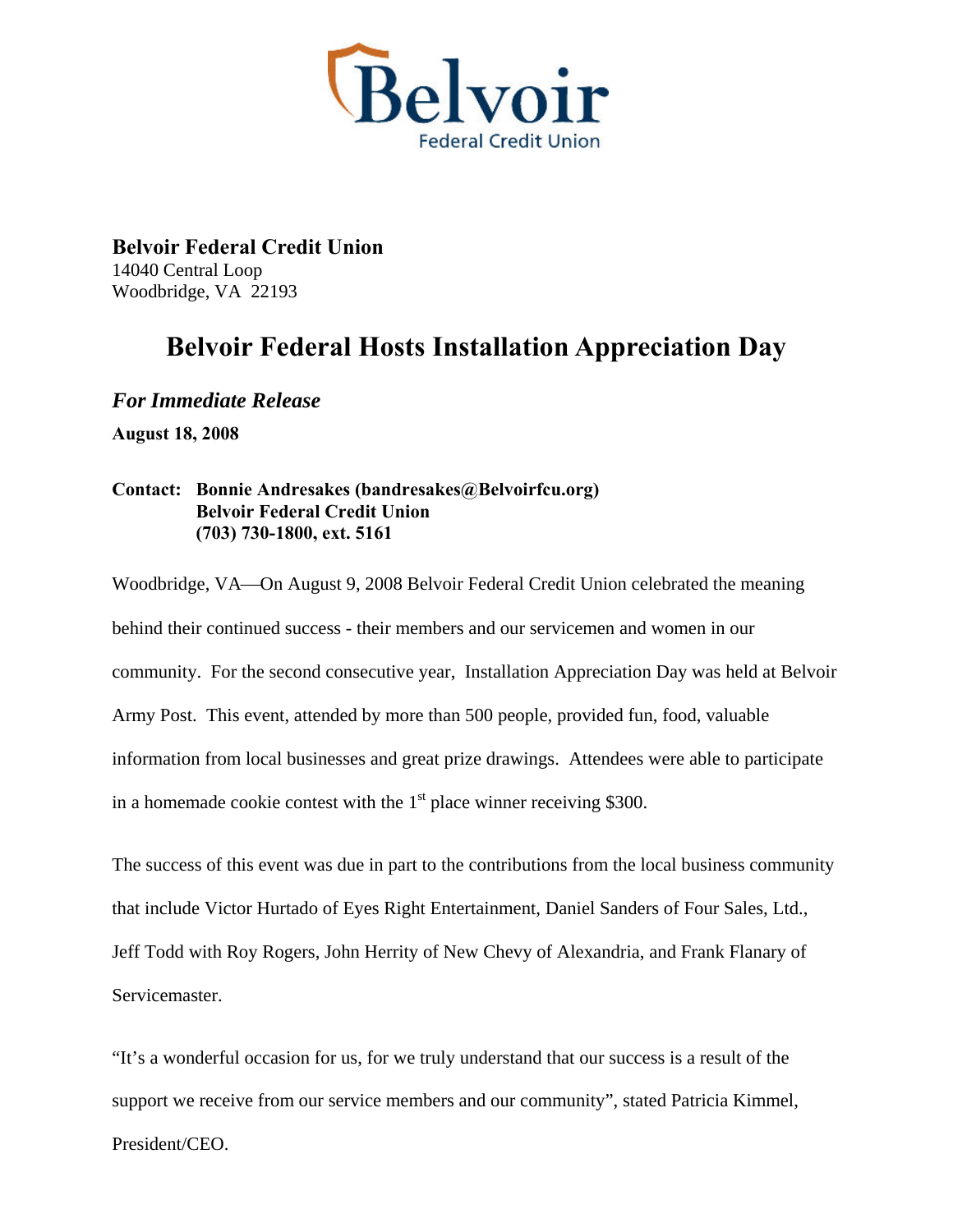**Belvoir Federal Credit Union**
14040 Central Loop
Woodbridge, VA 22193

# Belvoir Federal Hosts Installation Appreciation Day

***For Immediate Release***

**August 18, 2008**

**Contact: Bonnie Andresakes (bandresakes@Belvoirfcu.org)**
**Belvoir Federal Credit Union**
**(703) 730-1800, ext. 5161**

Woodbridge, VA—On August 9, 2008 Belvoir Federal Credit Union celebrated the meaning behind their continued success - their members and our servicemen and women in our community. For the second consecutive year, Installation Appreciation Day was held at Belvoir Army Post. This event, attended by more than 500 people, provided fun, food, valuable information from local businesses and great prize drawings. Attendees were able to participate in a homemade cookie contest with the 1st place winner receiving $300.

The success of this event was due in part to the contributions from the local business community that include Victor Hurtado of Eyes Right Entertainment, Daniel Sanders of Four Sales, Ltd., Jeff Todd with Roy Rogers, John Herrity of New Chevy of Alexandria, and Frank Flanary of Servicemaster.

"It's a wonderful occasion for us, for we truly understand that our success is a result of the support we receive from our service members and our community", stated Patricia Kimmel, President/CEO.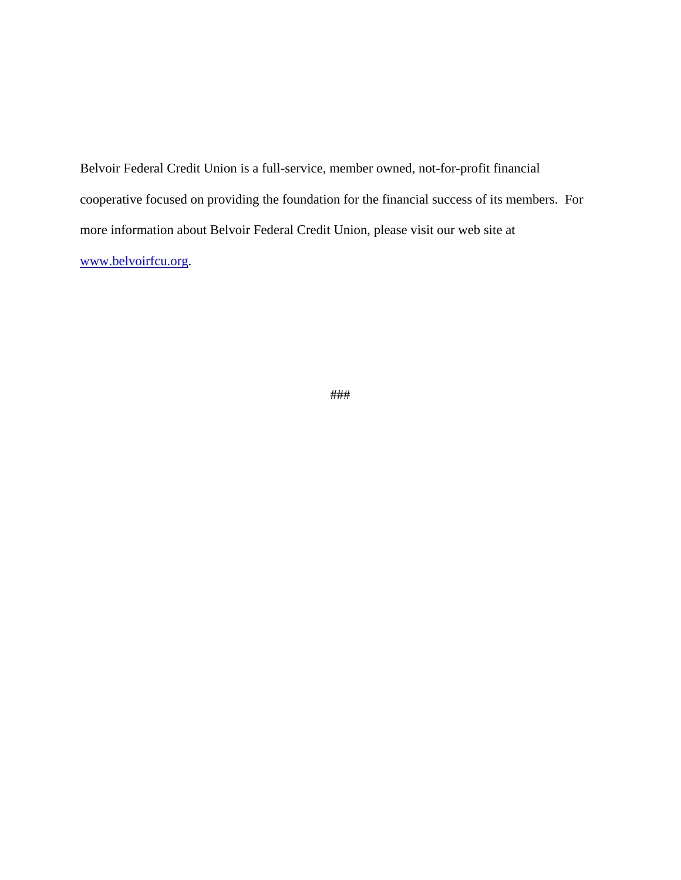Belvoir Federal Credit Union is a full-service, member owned, not-for-profit financial cooperative focused on providing the foundation for the financial success of its members. For more information about Belvoir Federal Credit Union, please visit our web site at [www.belvoirfcu.org](http://www.belvoirfcu.org).

###